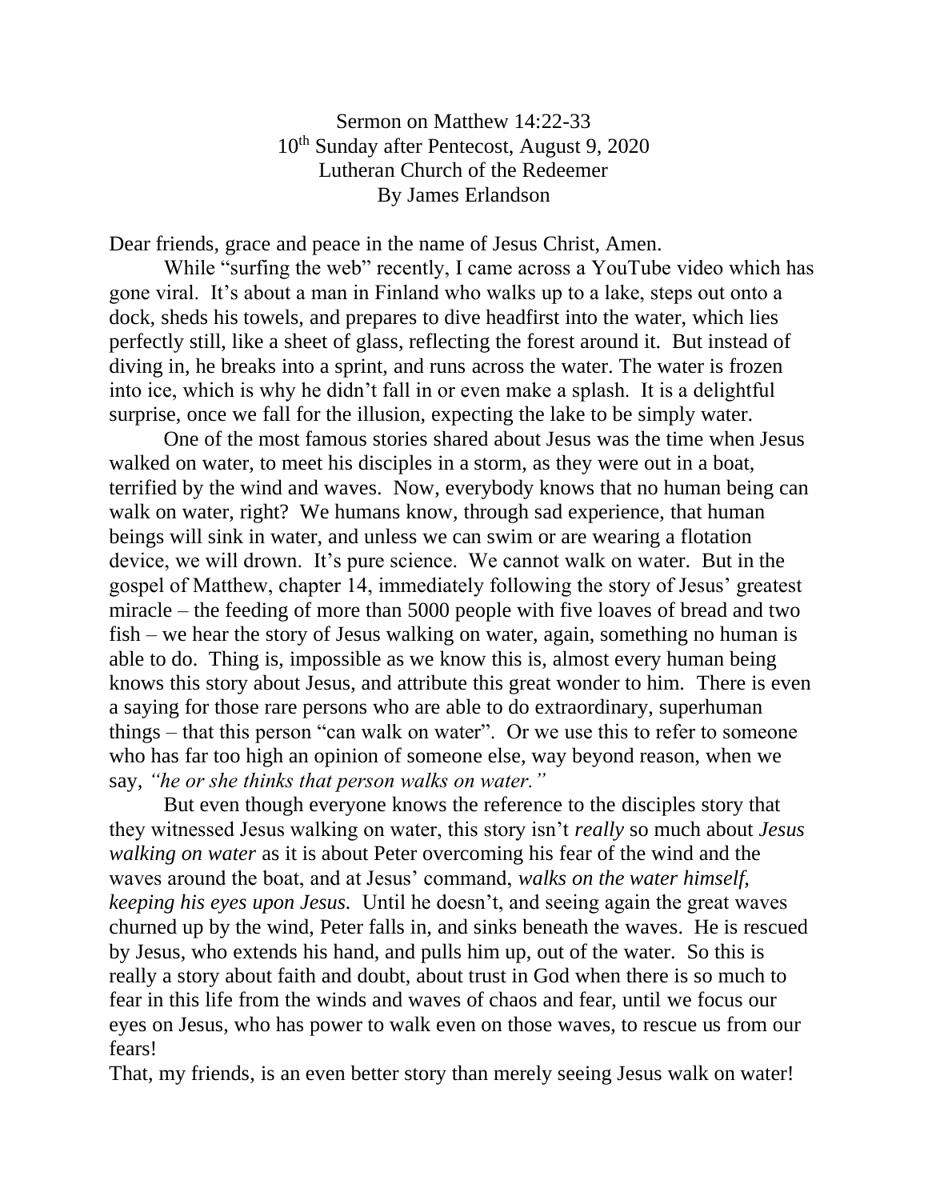Sermon on Matthew 14:22-33
10th Sunday after Pentecost, August 9, 2020
Lutheran Church of the Redeemer
By James Erlandson

Dear friends, grace and peace in the name of Jesus Christ, Amen.

While "surfing the web" recently, I came across a YouTube video which has gone viral. It's about a man in Finland who walks up to a lake, steps out onto a dock, sheds his towels, and prepares to dive headfirst into the water, which lies perfectly still, like a sheet of glass, reflecting the forest around it. But instead of diving in, he breaks into a sprint, and runs across the water. The water is frozen into ice, which is why he didn't fall in or even make a splash. It is a delightful surprise, once we fall for the illusion, expecting the lake to be simply water.

One of the most famous stories shared about Jesus was the time when Jesus walked on water, to meet his disciples in a storm, as they were out in a boat, terrified by the wind and waves. Now, everybody knows that no human being can walk on water, right? We humans know, through sad experience, that human beings will sink in water, and unless we can swim or are wearing a flotation device, we will drown. It's pure science. We cannot walk on water. But in the gospel of Matthew, chapter 14, immediately following the story of Jesus' greatest miracle – the feeding of more than 5000 people with five loaves of bread and two fish – we hear the story of Jesus walking on water, again, something no human is able to do. Thing is, impossible as we know this is, almost every human being knows this story about Jesus, and attribute this great wonder to him. There is even a saying for those rare persons who are able to do extraordinary, superhuman things – that this person "can walk on water". Or we use this to refer to someone who has far too high an opinion of someone else, way beyond reason, when we say, *"he or she thinks that person walks on water."*

But even though everyone knows the reference to the disciples story that they witnessed Jesus walking on water, this story isn't *really* so much about *Jesus walking on water* as it is about Peter overcoming his fear of the wind and the waves around the boat, and at Jesus' command, *walks on the water himself, keeping his eyes upon Jesus.* Until he doesn't, and seeing again the great waves churned up by the wind, Peter falls in, and sinks beneath the waves. He is rescued by Jesus, who extends his hand, and pulls him up, out of the water. So this is really a story about faith and doubt, about trust in God when there is so much to fear in this life from the winds and waves of chaos and fear, until we focus our eyes on Jesus, who has power to walk even on those waves, to rescue us from our fears!

That, my friends, is an even better story than merely seeing Jesus walk on water!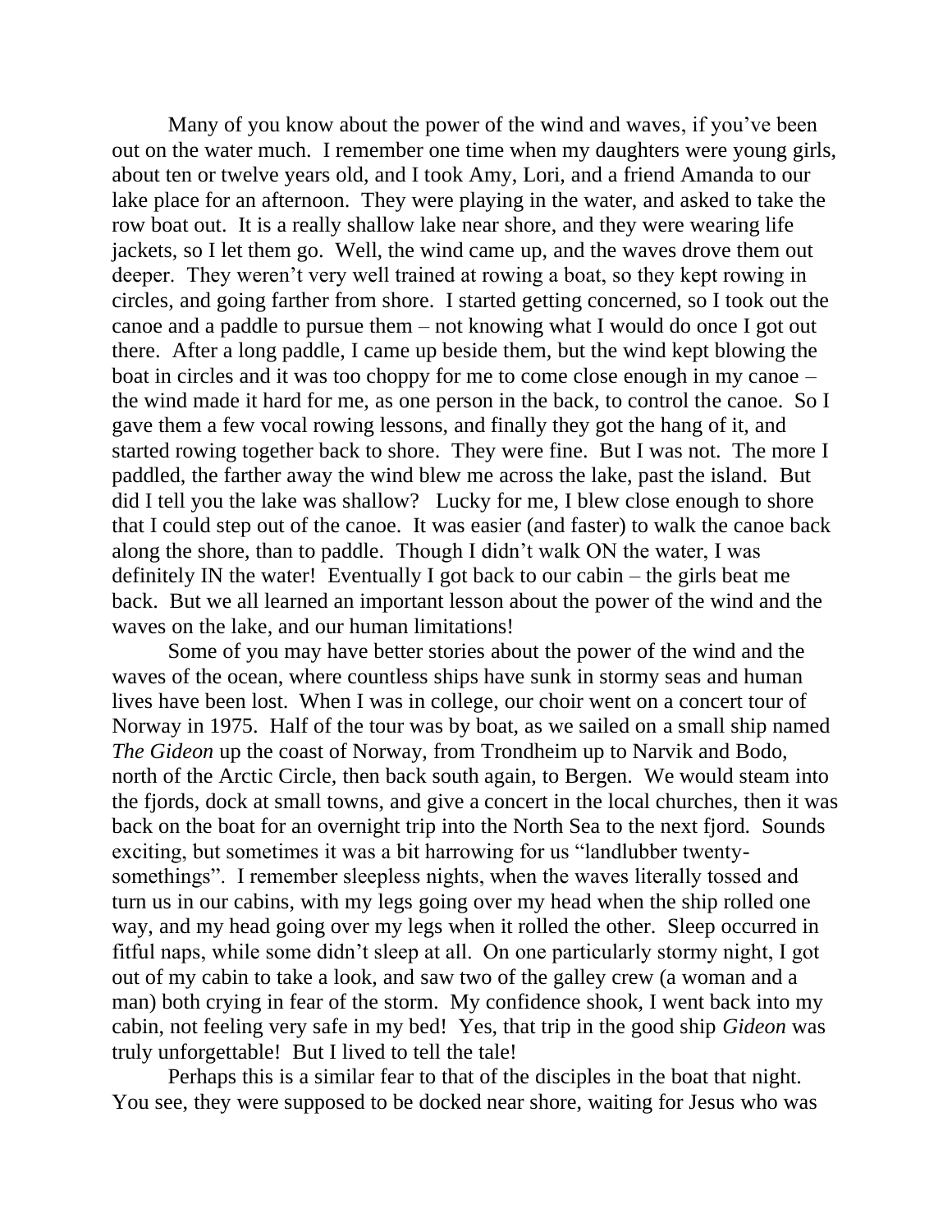Many of you know about the power of the wind and waves, if you've been out on the water much. I remember one time when my daughters were young girls, about ten or twelve years old, and I took Amy, Lori, and a friend Amanda to our lake place for an afternoon. They were playing in the water, and asked to take the row boat out. It is a really shallow lake near shore, and they were wearing life jackets, so I let them go. Well, the wind came up, and the waves drove them out deeper. They weren't very well trained at rowing a boat, so they kept rowing in circles, and going farther from shore. I started getting concerned, so I took out the canoe and a paddle to pursue them – not knowing what I would do once I got out there. After a long paddle, I came up beside them, but the wind kept blowing the boat in circles and it was too choppy for me to come close enough in my canoe – the wind made it hard for me, as one person in the back, to control the canoe. So I gave them a few vocal rowing lessons, and finally they got the hang of it, and started rowing together back to shore. They were fine. But I was not. The more I paddled, the farther away the wind blew me across the lake, past the island. But did I tell you the lake was shallow? Lucky for me, I blew close enough to shore that I could step out of the canoe. It was easier (and faster) to walk the canoe back along the shore, than to paddle. Though I didn't walk ON the water, I was definitely IN the water! Eventually I got back to our cabin – the girls beat me back. But we all learned an important lesson about the power of the wind and the waves on the lake, and our human limitations!

Some of you may have better stories about the power of the wind and the waves of the ocean, where countless ships have sunk in stormy seas and human lives have been lost. When I was in college, our choir went on a concert tour of Norway in 1975. Half of the tour was by boat, as we sailed on a small ship named *The Gideon* up the coast of Norway, from Trondheim up to Narvik and Bodo, north of the Arctic Circle, then back south again, to Bergen. We would steam into the fjords, dock at small towns, and give a concert in the local churches, then it was back on the boat for an overnight trip into the North Sea to the next fjord. Sounds exciting, but sometimes it was a bit harrowing for us "landlubber twenty-somethings". I remember sleepless nights, when the waves literally tossed and turn us in our cabins, with my legs going over my head when the ship rolled one way, and my head going over my legs when it rolled the other. Sleep occurred in fitful naps, while some didn't sleep at all. On one particularly stormy night, I got out of my cabin to take a look, and saw two of the galley crew (a woman and a man) both crying in fear of the storm. My confidence shook, I went back into my cabin, not feeling very safe in my bed! Yes, that trip in the good ship *Gideon* was truly unforgettable! But I lived to tell the tale!

Perhaps this is a similar fear to that of the disciples in the boat that night. You see, they were supposed to be docked near shore, waiting for Jesus who was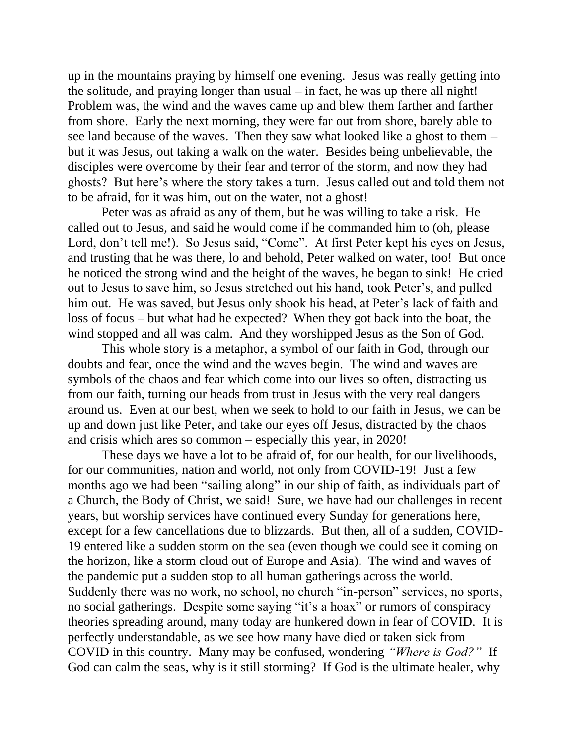up in the mountains praying by himself one evening. Jesus was really getting into the solitude, and praying longer than usual – in fact, he was up there all night! Problem was, the wind and the waves came up and blew them farther and farther from shore. Early the next morning, they were far out from shore, barely able to see land because of the waves. Then they saw what looked like a ghost to them – but it was Jesus, out taking a walk on the water. Besides being unbelievable, the disciples were overcome by their fear and terror of the storm, and now they had ghosts? But here's where the story takes a turn. Jesus called out and told them not to be afraid, for it was him, out on the water, not a ghost!

Peter was as afraid as any of them, but he was willing to take a risk. He called out to Jesus, and said he would come if he commanded him to (oh, please Lord, don't tell me!). So Jesus said, "Come". At first Peter kept his eyes on Jesus, and trusting that he was there, lo and behold, Peter walked on water, too! But once he noticed the strong wind and the height of the waves, he began to sink! He cried out to Jesus to save him, so Jesus stretched out his hand, took Peter's, and pulled him out. He was saved, but Jesus only shook his head, at Peter's lack of faith and loss of focus – but what had he expected? When they got back into the boat, the wind stopped and all was calm. And they worshipped Jesus as the Son of God.

This whole story is a metaphor, a symbol of our faith in God, through our doubts and fear, once the wind and the waves begin. The wind and waves are symbols of the chaos and fear which come into our lives so often, distracting us from our faith, turning our heads from trust in Jesus with the very real dangers around us. Even at our best, when we seek to hold to our faith in Jesus, we can be up and down just like Peter, and take our eyes off Jesus, distracted by the chaos and crisis which ares so common – especially this year, in 2020!

These days we have a lot to be afraid of, for our health, for our livelihoods, for our communities, nation and world, not only from COVID-19! Just a few months ago we had been "sailing along" in our ship of faith, as individuals part of a Church, the Body of Christ, we said! Sure, we have had our challenges in recent years, but worship services have continued every Sunday for generations here, except for a few cancellations due to blizzards. But then, all of a sudden, COVID-19 entered like a sudden storm on the sea (even though we could see it coming on the horizon, like a storm cloud out of Europe and Asia). The wind and waves of the pandemic put a sudden stop to all human gatherings across the world. Suddenly there was no work, no school, no church "in-person" services, no sports, no social gatherings. Despite some saying "it's a hoax" or rumors of conspiracy theories spreading around, many today are hunkered down in fear of COVID. It is perfectly understandable, as we see how many have died or taken sick from COVID in this country. Many may be confused, wondering *"Where is God?"* If God can calm the seas, why is it still storming? If God is the ultimate healer, why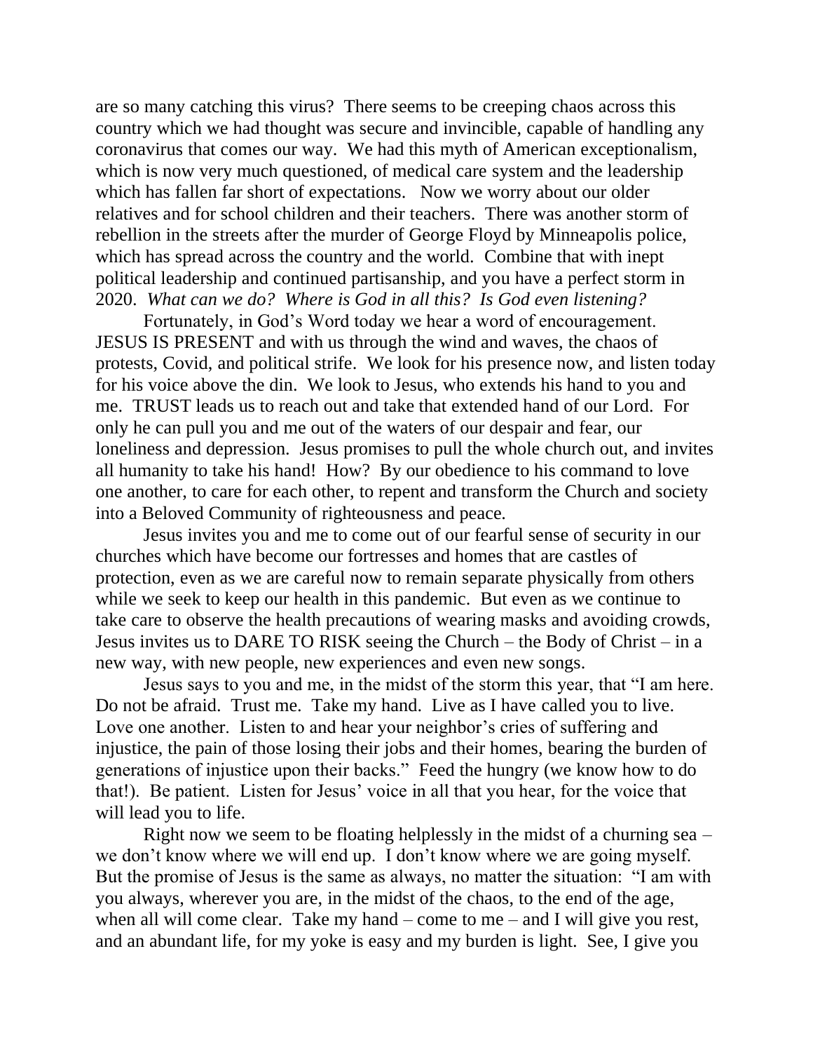are so many catching this virus? There seems to be creeping chaos across this country which we had thought was secure and invincible, capable of handling any coronavirus that comes our way. We had this myth of American exceptionalism, which is now very much questioned, of medical care system and the leadership which has fallen far short of expectations. Now we worry about our older relatives and for school children and their teachers. There was another storm of rebellion in the streets after the murder of George Floyd by Minneapolis police, which has spread across the country and the world. Combine that with inept political leadership and continued partisanship, and you have a perfect storm in 2020. *What can we do? Where is God in all this? Is God even listening?*

Fortunately, in God's Word today we hear a word of encouragement. JESUS IS PRESENT and with us through the wind and waves, the chaos of protests, Covid, and political strife. We look for his presence now, and listen today for his voice above the din. We look to Jesus, who extends his hand to you and me. TRUST leads us to reach out and take that extended hand of our Lord. For only he can pull you and me out of the waters of our despair and fear, our loneliness and depression. Jesus promises to pull the whole church out, and invites all humanity to take his hand! How? By our obedience to his command to love one another, to care for each other, to repent and transform the Church and society into a Beloved Community of righteousness and peace.

Jesus invites you and me to come out of our fearful sense of security in our churches which have become our fortresses and homes that are castles of protection, even as we are careful now to remain separate physically from others while we seek to keep our health in this pandemic. But even as we continue to take care to observe the health precautions of wearing masks and avoiding crowds, Jesus invites us to DARE TO RISK seeing the Church – the Body of Christ – in a new way, with new people, new experiences and even new songs.

Jesus says to you and me, in the midst of the storm this year, that "I am here. Do not be afraid. Trust me. Take my hand. Live as I have called you to live. Love one another. Listen to and hear your neighbor's cries of suffering and injustice, the pain of those losing their jobs and their homes, bearing the burden of generations of injustice upon their backs." Feed the hungry (we know how to do that!). Be patient. Listen for Jesus' voice in all that you hear, for the voice that will lead you to life.

Right now we seem to be floating helplessly in the midst of a churning sea – we don't know where we will end up. I don't know where we are going myself. But the promise of Jesus is the same as always, no matter the situation: "I am with you always, wherever you are, in the midst of the chaos, to the end of the age, when all will come clear. Take my hand – come to me – and I will give you rest, and an abundant life, for my yoke is easy and my burden is light. See, I give you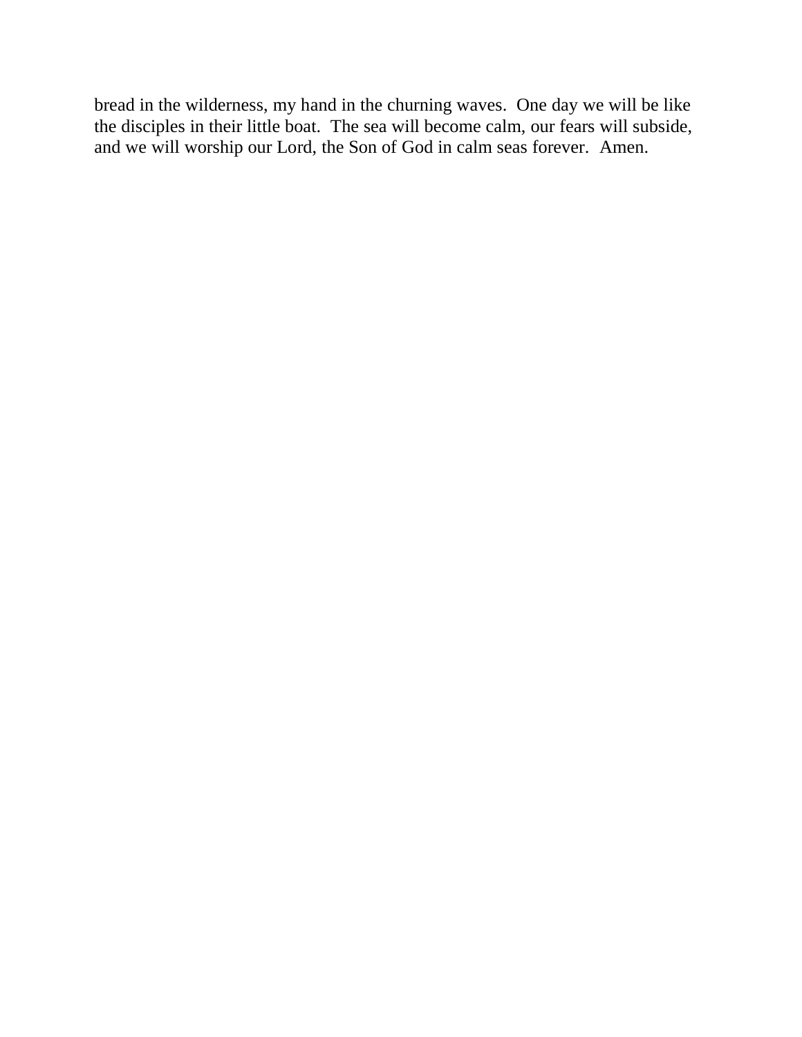bread in the wilderness, my hand in the churning waves. One day we will be like the disciples in their little boat. The sea will become calm, our fears will subside, and we will worship our Lord, the Son of God in calm seas forever. Amen.